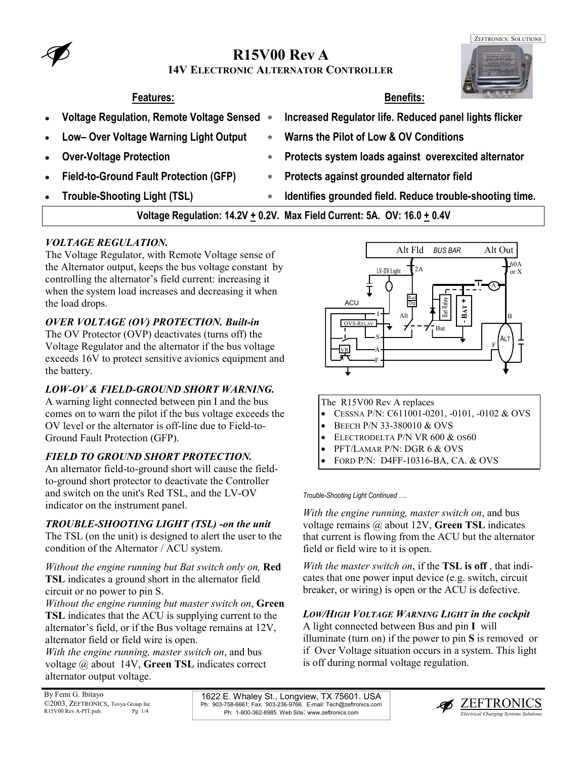ZEFTRONICS: SOLUTIONS

# R15V00 Rev A

## 14V ELECTRONIC ALTERNATOR CONTROLLER

| **Features:** | **Benefits:** |
|---|---|
| • **Voltage Regulation, Remote Voltage Sensed** | * **Increased Regulator life. Reduced panel lights flicker** |
| • **Low– Over Voltage Warning Light Output** | * **Warns the Pilot of Low & OV Conditions** |
| • **Over-Voltage Protection** | * **Protects system loads against overexcited alternator** |
| • **Field-to-Ground Fault Protection (GFP)** | * **Protects against grounded alternator field** |
| • **Trouble-Shooting Light (TSL)** | * **Identifies grounded field. Reduce trouble-shooting time.** |

**Voltage Regulation: 14.2V ± 0.2V. Max Field Current: 5A. OV: 16.0 ± 0.4V**

### *VOLTAGE REGULATION.*

The Voltage Regulator, with Remote Voltage sense of the Alternator output, keeps the bus voltage constant by controlling the alternator's field current: increasing it when the system load increases and decreasing it when the load drops.

### *OVER VOLTAGE (OV) PROTECTION. Built-in*

The OV Protector (OVP) deactivates (turns off) the Voltage Regulator and the alternator if the bus voltage exceeds 16V to protect sensitive avionics equipment and the battery.

### *LOW-OV & FIELD-GROUND SHORT WARNING.*

A warning light connected between pin I and the bus comes on to warn the pilot if the bus voltage exceeds the OV level or the alternator is off-line due to Field-to-Ground Fault Protection (GFP).

### *FIELD TO GROUND SHORT PROTECTION.*

An alternator field-to-ground short will cause the field-to-ground short protector to deactivate the Controller and switch on the unit's Red TSL, and the LV-OV indicator on the instrument panel.

### *TROUBLE-SHOOTING LIGHT (TSL) -on the unit*

The TSL (on the unit) is designed to alert the user to the condition of the Alternator / ACU system.

*Without the engine running but Bat switch only on,* **Red TSL** indicates a ground short in the alternator field circuit or no power to pin S.

*Without the engine running but master switch on*, **Green TSL** indicates that the ACU is supplying current to the alternator's field, or if the Bus voltage remains at 12V, alternator field or field wire is open.

*With the engine running, master switch on*, and bus voltage @ about 14V, **Green TSL** indicates correct alternator output voltage.

Alt Fld BUS BAR Alt Out
LV-OV Light 2A 60A or X
ACU I S A F OVS-RELAY VR
Red Org Alt Bat Relay Bat - BAT + A B F ALT

The R15V00 Rev A replaces

- CESSNA P/N: C611001-0201, -0101, -0102 & OVS
- BEECH P/N 33-380010 & OVS
- ELECTRODELTA P/N VR 600 & OS60
- PFT/LAMAR P/N: DGR 6 & OVS
- FORD P/N: D4FF-10316-BA, CA. & OVS

*Trouble-Shooting Light Continued ….*

*With the engine running, master switch on*, and bus voltage remains @ about 12V, **Green TSL** indicates that current is flowing from the ACU but the alternator field or field wire to it is open.

*With the master switch on*, if the **TSL is off** , that indicates that one power input device (e.g. switch, circuit breaker, or wiring) is open or the ACU is defective.

### *LOW/HIGH VOLTAGE WARNING LIGHT in the cockpit*

A light connected between Bus and pin **I** will illuminate (turn on) if the power to pin **S** is removed or if Over Voltage situation occurs in a system. This light is off during normal voltage regulation.

By Femi G. Ibitayo
©2003, ZEFTRONICS, Tovya Group Inc
R15V00 Rev A-PIT.pub.

1622 E. Whaley St., Longview, TX 75601. USA
Ph: 903-758-6661; Fax: 903-236-9766. E-mail: Tech@zeftronics.com
Ph: 1-800-362-8985. Web Site: www.zeftronics.com

ZEFTRONICS
*Electrical Charging Systems Solutions*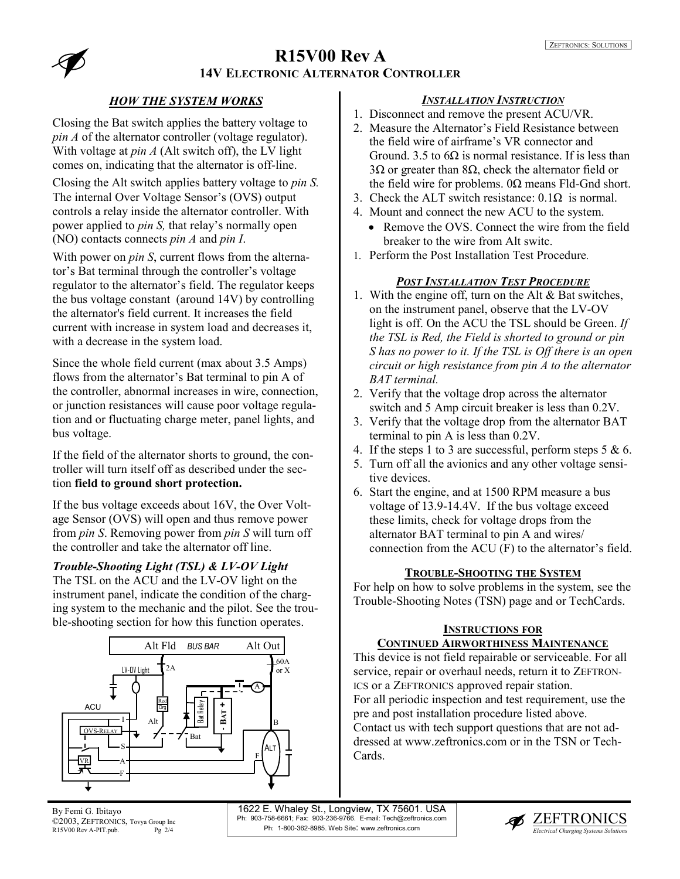# R15V00 Rev A

## 14V Electronic Alternator Controller

### *HOW THE SYSTEM WORKS*

Closing the Bat switch applies the battery voltage to *pin A* of the alternator controller (voltage regulator). With voltage at *pin A* (Alt switch off), the LV light comes on, indicating that the alternator is off-line.

Closing the Alt switch applies battery voltage to *pin S.* The internal Over Voltage Sensor's (OVS) output controls a relay inside the alternator controller. With power applied to *pin S,* that relay's normally open (NO) contacts connects *pin A* and *pin I*.

With power on *pin S*, current flows from the alternator's Bat terminal through the controller's voltage regulator to the alternator's field. The regulator keeps the bus voltage constant (around 14V) by controlling the alternator's field current. It increases the field current with increase in system load and decreases it, with a decrease in the system load.

Since the whole field current (max about 3.5 Amps) flows from the alternator's Bat terminal to pin A of the controller, abnormal increases in wire, connection, or junction resistances will cause poor voltage regulation and or fluctuating charge meter, panel lights, and bus voltage.

If the field of the alternator shorts to ground, the controller will turn itself off as described under the section **field to ground short protection.**

If the bus voltage exceeds about 16V, the Over Voltage Sensor (OVS) will open and thus remove power from *pin S*. Removing power from *pin S* will turn off the controller and take the alternator off line.

***Trouble-Shooting Light (TSL) & LV-OV Light***

The TSL on the ACU and the LV-OV light on the instrument panel, indicate the condition of the charging system to the mechanic and the pilot. See the trouble-shooting section for how this function operates.

### *INSTALLATION INSTRUCTION*

1. Disconnect and remove the present ACU/VR.
2. Measure the Alternator's Field Resistance between the field wire of airframe's VR connector and Ground. 3.5 to 6Ω is normal resistance. If is less than 3Ω or greater than 8Ω, check the alternator field or the field wire for problems. 0Ω means Fld-Gnd short.
3. Check the ALT switch resistance: 0.1Ω is normal.
4. Mount and connect the new ACU to the system.
   - Remove the OVS. Connect the wire from the field breaker to the wire from Alt switc.
1. Perform the Post Installation Test Procedure.

### *POST INSTALLATION TEST PROCEDURE*

1. With the engine off, turn on the Alt & Bat switches, on the instrument panel, observe that the LV-OV light is off. On the ACU the TSL should be Green. *If the TSL is Red, the Field is shorted to ground or pin S has no power to it. If the TSL is Off there is an open circuit or high resistance from pin A to the alternator BAT terminal.*
2. Verify that the voltage drop across the alternator switch and 5 Amp circuit breaker is less than 0.2V.
3. Verify that the voltage drop from the alternator BAT terminal to pin A is less than 0.2V.
4. If the steps 1 to 3 are successful, perform steps 5 & 6.
5. Turn off all the avionics and any other voltage sensitive devices.
6. Start the engine, and at 1500 RPM measure a bus voltage of 13.9-14.4V. If the bus voltage exceed these limits, check for voltage drops from the alternator BAT terminal to pin A and wires/ connection from the ACU (F) to the alternator's field.

### TROUBLE-SHOOTING THE SYSTEM

For help on how to solve problems in the system, see the Trouble-Shooting Notes (TSN) page and or TechCards.

### INSTRUCTIONS FOR CONTINUED AIRWORTHINESS MAINTENANCE

This device is not field repairable or serviceable. For all service, repair or overhaul needs, return it to ZEFTRONICS or a ZEFTRONICS approved repair station.

For all periodic inspection and test requirement, use the pre and post installation procedure listed above.

Contact us with tech support questions that are not addressed at www.zeftronics.com or in the TSN or TechCards.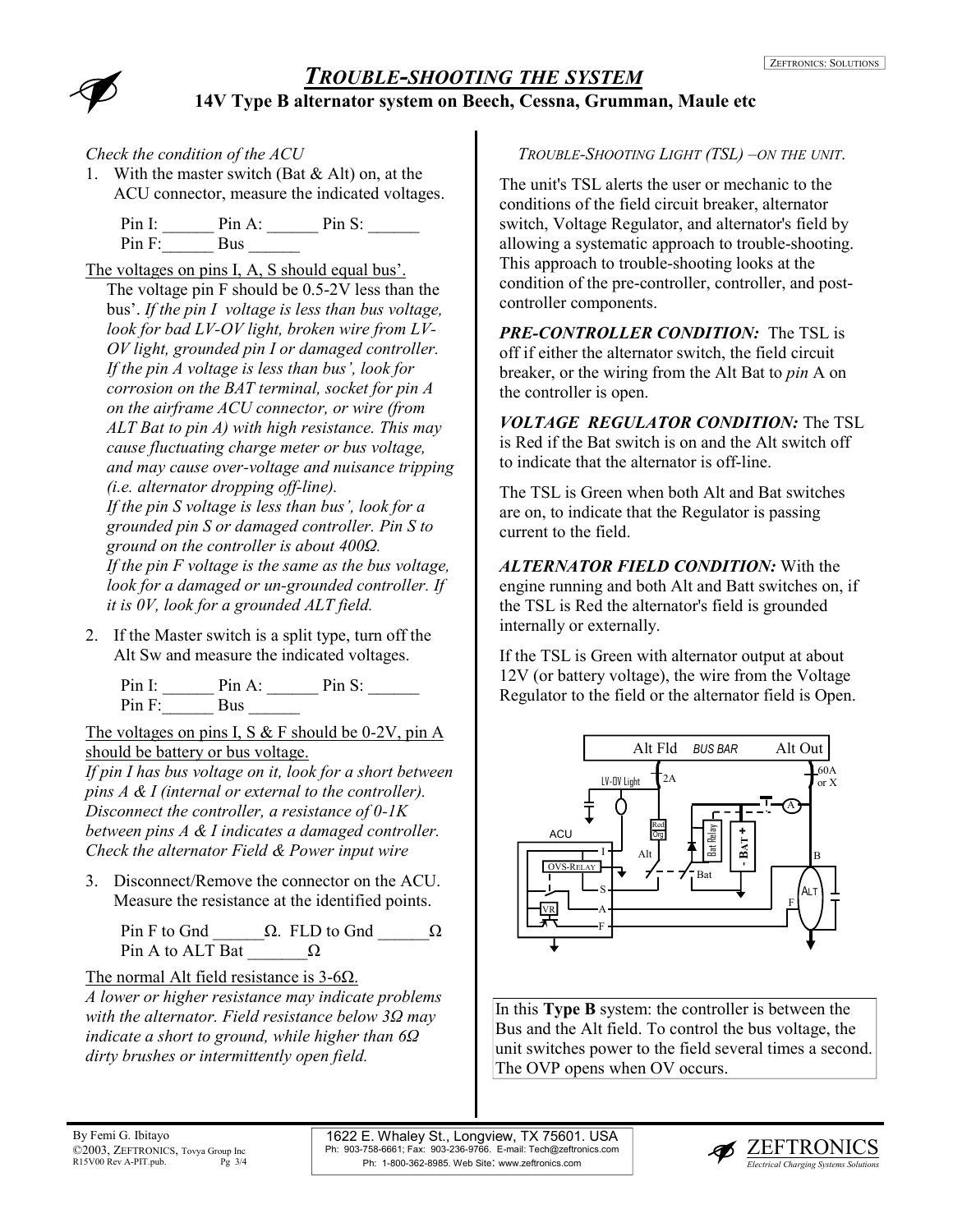# TROUBLE-SHOOTING THE SYSTEM

## 14V Type B alternator system on Beech, Cessna, Grumman, Maule etc

*Check the condition of the ACU*

1. With the master switch (Bat & Alt) on, at the ACU connector, measure the indicated voltages.

   Pin I: ______ Pin A: ______ Pin S: ______
   Pin F:______ Bus ______

The voltages on pins I, A, S should equal bus'.
The voltage pin F should be 0.5-2V less than the bus'. *If the pin I voltage is less than bus voltage, look for bad LV-OV light, broken wire from LV-OV light, grounded pin I or damaged controller. If the pin A voltage is less than bus', look for corrosion on the BAT terminal, socket for pin A on the airframe ACU connector, or wire (from ALT Bat to pin A) with high resistance. This may cause fluctuating charge meter or bus voltage, and may cause over-voltage and nuisance tripping (i.e. alternator dropping off-line).*
*If the pin S voltage is less than bus', look for a grounded pin S or damaged controller. Pin S to ground on the controller is about 400Ω.*
*If the pin F voltage is the same as the bus voltage, look for a damaged or un-grounded controller. If it is 0V, look for a grounded ALT field.*

2. If the Master switch is a split type, turn off the Alt Sw and measure the indicated voltages.

   Pin I: ______ Pin A: ______ Pin S: ______
   Pin F:______ Bus ______

The voltages on pins I, S & F should be 0-2V, pin A should be battery or bus voltage.
*If pin I has bus voltage on it, look for a short between pins A & I (internal or external to the controller). Disconnect the controller, a resistance of 0-1K between pins A & I indicates a damaged controller. Check the alternator Field & Power input wire*

3. Disconnect/Remove the connector on the ACU. Measure the resistance at the identified points.

   Pin F to Gnd ______Ω. FLD to Gnd ______Ω
   Pin A to ALT Bat _______Ω

The normal Alt field resistance is 3-6Ω.
*A lower or higher resistance may indicate problems with the alternator. Field resistance below 3Ω may indicate a short to ground, while higher than 6Ω dirty brushes or intermittently open field.*

*TROUBLE-SHOOTING LIGHT (TSL) –ON THE UNIT.*

The unit's TSL alerts the user or mechanic to the conditions of the field circuit breaker, alternator switch, Voltage Regulator, and alternator's field by allowing a systematic approach to trouble-shooting. This approach to trouble-shooting looks at the condition of the pre-controller, controller, and post-controller components.

***PRE-CONTROLLER CONDITION:*** The TSL is off if either the alternator switch, the field circuit breaker, or the wiring from the Alt Bat to *pin* A on the controller is open.

***VOLTAGE REGULATOR CONDITION:*** The TSL is Red if the Bat switch is on and the Alt switch off to indicate that the alternator is off-line.

The TSL is Green when both Alt and Bat switches are on, to indicate that the Regulator is passing current to the field.

***ALTERNATOR FIELD CONDITION:*** With the engine running and both Alt and Batt switches on, if the TSL is Red the alternator's field is grounded internally or externally.

If the TSL is Green with alternator output at about 12V (or battery voltage), the wire from the Voltage Regulator to the field or the alternator field is Open.

Alt Fld BUS BAR Alt Out
LV-OV Light 2A 60A or X
ACU I S A F OVS-RELAY VR
Red Org Alt Bat Relay Bat - BAT + A B F ALT

In this **Type B** system: the controller is between the Bus and the Alt field. To control the bus voltage, the unit switches power to the field several times a second. The OVP opens when OV occurs.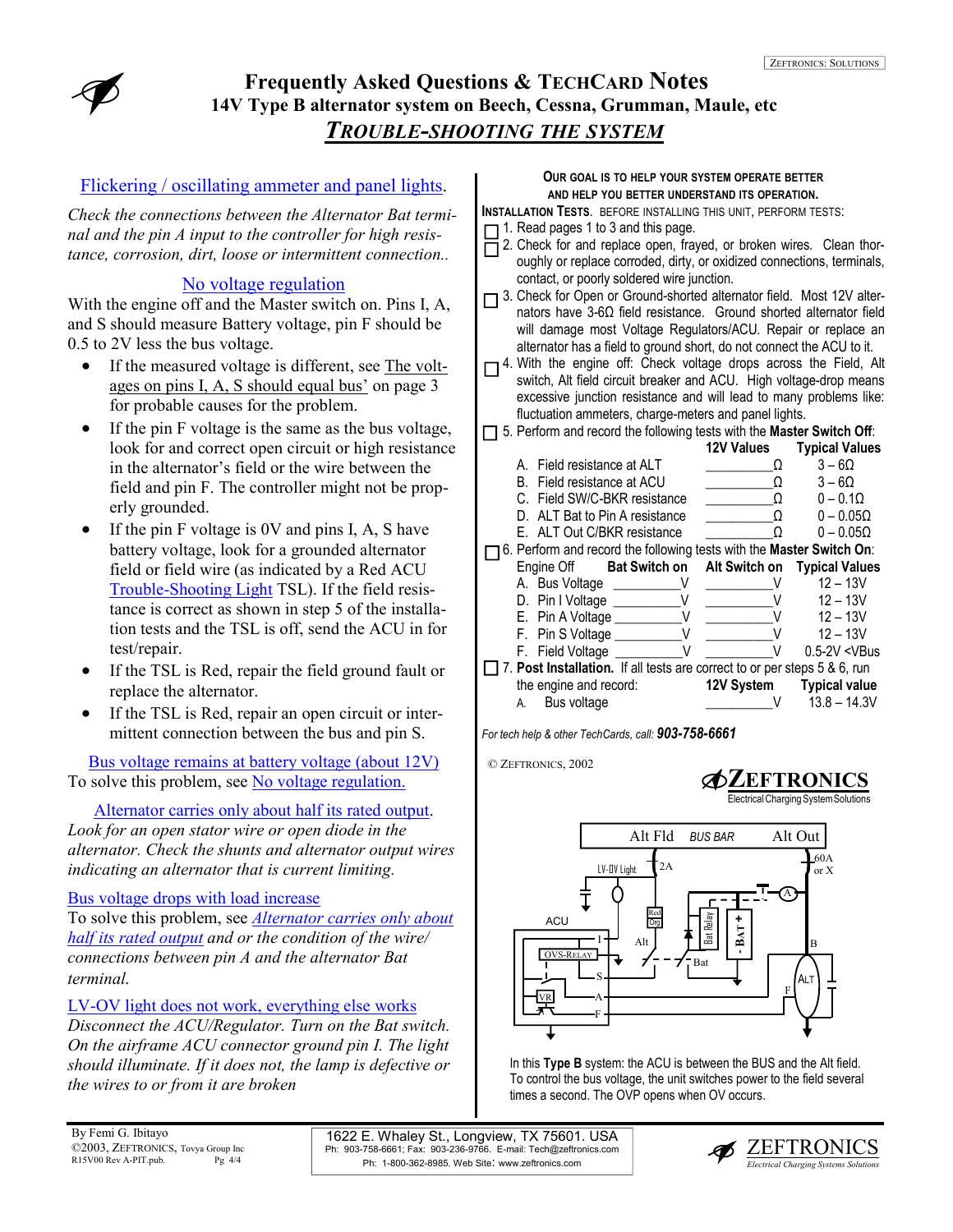# Frequently Asked Questions & TechCard Notes

## 14V Type B alternator system on Beech, Cessna, Grumman, Maule, etc

## *TROUBLE-SHOOTING THE SYSTEM*

### Flickering / oscillating ammeter and panel lights.

*Check the connections between the Alternator Bat terminal and the pin A input to the controller for high resistance, corrosion, dirt, loose or intermittent connection..*

### No voltage regulation

With the engine off and the Master switch on. Pins I, A, and S should measure Battery voltage, pin F should be 0.5 to 2V less the bus voltage.

- If the measured voltage is different, see The voltages on pins I, A, S should equal bus' on page 3 for probable causes for the problem.
- If the pin F voltage is the same as the bus voltage, look for and correct open circuit or high resistance in the alternator's field or the wire between the field and pin F. The controller might not be properly grounded.
- If the pin F voltage is 0V and pins I, A, S have battery voltage, look for a grounded alternator field or field wire (as indicated by a Red ACU Trouble-Shooting Light TSL). If the field resistance is correct as shown in step 5 of the installation tests and the TSL is off, send the ACU in for test/repair.
- If the TSL is Red, repair the field ground fault or replace the alternator.
- If the TSL is Red, repair an open circuit or intermittent connection between the bus and pin S.

### Bus voltage remains at battery voltage (about 12V)

To solve this problem, see No voltage regulation.

### Alternator carries only about half its rated output.

*Look for an open stator wire or open diode in the alternator. Check the shunts and alternator output wires indicating an alternator that is current limiting.*

### Bus voltage drops with load increase

To solve this problem, see *Alternator carries only about half its rated output* *and or the condition of the wire/ connections between pin A and the alternator Bat terminal.*

### LV-OV light does not work, everything else works

*Disconnect the ACU/Regulator. Turn on the Bat switch. On the airframe ACU connector ground pin I. The light should illuminate. If it does not, the lamp is defective or the wires to or from it are broken*

**OUR GOAL IS TO HELP YOUR SYSTEM OPERATE BETTER AND HELP YOU BETTER UNDERSTAND ITS OPERATION.**

**INSTALLATION TESTS.** BEFORE INSTALLING THIS UNIT, PERFORM TESTS:

- ☐ 1. Read pages 1 to 3 and this page.
- ☐ 2. Check for and replace open, frayed, or broken wires. Clean thoroughly or replace corroded, dirty, or oxidized connections, terminals, contact, or poorly soldered wire junction.
- ☐ 3. Check for Open or Ground-shorted alternator field. Most 12V alternators have 3-6Ω field resistance. Ground shorted alternator field will damage most Voltage Regulators/ACU. Repair or replace an alternator has a field to ground short, do not connect the ACU to it.
- ☐ 4. With the engine off: Check voltage drops across the Field, Alt switch, Alt field circuit breaker and ACU. High voltage-drop means excessive junction resistance and will lead to many problems like: fluctuation ammeters, charge-meters and panel lights.
- ☐ 5. Perform and record the following tests with the **Master Switch Off**:

| | 12V Values | Typical Values |
|---|---|---|
| A. Field resistance at ALT | ________Ω | 3 – 6Ω |
| B. Field resistance at ACU | ________Ω | 3 – 6Ω |
| C. Field SW/C-BKR resistance | ________Ω | 0 – 0.1Ω |
| D. ALT Bat to Pin A resistance | ________Ω | 0 – 0.05Ω |
| E. ALT Out C/BKR resistance | ________Ω | 0 – 0.05Ω |

- ☐ 6. Perform and record the following tests with the **Master Switch On**:

| Engine Off | Bat Switch on | Alt Switch on | Typical Values |
|---|---|---|---|
| A. Bus Voltage | ________V | ________V | 12 – 13V |
| D. Pin I Voltage | ________V | ________V | 12 – 13V |
| E. Pin A Voltage | ________V | ________V | 12 – 13V |
| F. Pin S Voltage | ________V | ________V | 12 – 13V |
| F. Field Voltage | ________V | ________V | 0.5-2V <VBus |

- ☐ 7. **Post Installation.** If all tests are correct to or per steps 5 & 6, run the engine and record:

| | 12V System | Typical value |
|---|---|---|
| A. Bus voltage | ________V | 13.8 – 14.3V |

*For tech help & other TechCards, call:* ***903-758-6661***

© ZEFTRONICS, 2002

**ZEFTRONICS**
Electrical Charging System Solutions

Alt Fld BUS BAR Alt Out
LV-OV Light 2A 60A or X
ACU Red Org Bat Relay - BAT + A
I Alt B
OVS-RELAY Bat
S ALT
VR A F
F

In this **Type B** system: the ACU is between the BUS and the Alt field. To control the bus voltage, the unit switches power to the field several times a second. The OVP opens when OV occurs.

By Femi G. Ibitayo
©2003, ZEFTRONICS, Tovya Group Inc
R15V00 Rev A-PIT.pub.

1622 E. Whaley St., Longview, TX 75601. USA
Ph: 903-758-6661; Fax: 903-236-9766. E-mail: Tech@zeftronics.com
Ph: 1-800-362-8985. Web Site: www.zeftronics.com

ZEFTRONICS
*Electrical Charging Systems Solutions*